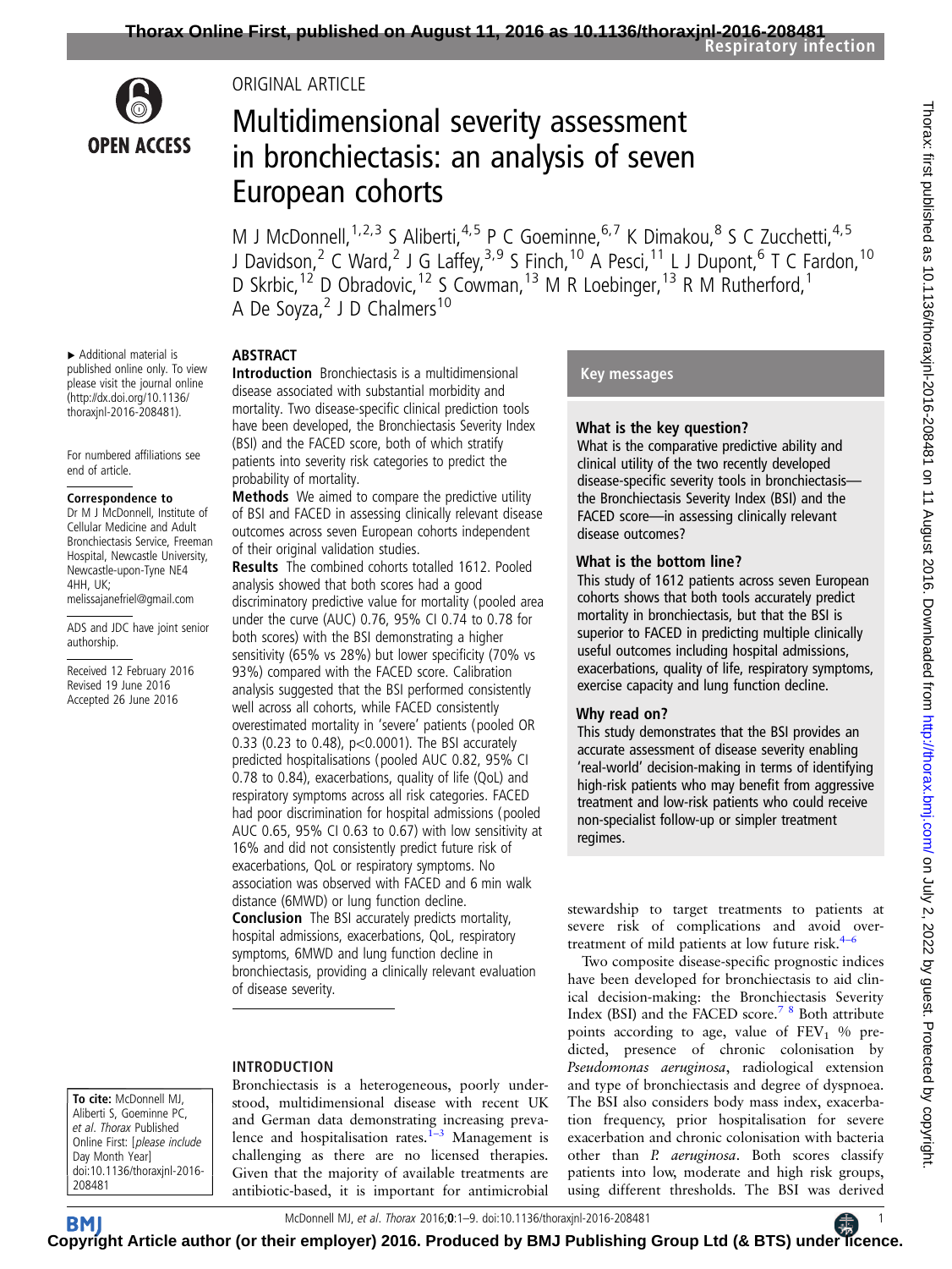ORIGINAL ARTICLE

# Multidimensional severity assessment in bronchiectasis: an analysis of seven European cohorts

M J McDonnell,[1,2,3] S Aliberti,[4,5] P C Goeminne,[6,7] K Dimakou,[8] S C Zucchetti,[4,5] J Davidson,[2] C Ward,[2] J G Laffey,[3,9] S Finch,[10] A Pesci,[11] L J Dupont,[6] T C Fardon,[10] D Skrbic,[12] D Obradovic,[12] S Cowman,[13] M R Loebinger,[13] R M Rutherford,[1] A De Soyza,[2] J D Chalmers[10]

▸ Additional material is published online only. To view please visit the journal online (http://dx.doi.org/10.1136/thoraxjnl-2016-208481).

For numbered affiliations see end of article.

**Correspondence to**
Dr M J McDonnell, Institute of Cellular Medicine and Adult Bronchiectasis Service, Freeman Hospital, Newcastle University, Newcastle-upon-Tyne NE4 4HH, UK; melissajanefriel@gmail.com

ADS and JDC have joint senior authorship.

Received 12 February 2016
Revised 19 June 2016
Accepted 26 June 2016

## ABSTRACT

**Introduction** Bronchiectasis is a multidimensional disease associated with substantial morbidity and mortality. Two disease-specific clinical prediction tools have been developed, the Bronchiectasis Severity Index (BSI) and the FACED score, both of which stratify patients into severity risk categories to predict the probability of mortality.

**Methods** We aimed to compare the predictive utility of BSI and FACED in assessing clinically relevant disease outcomes across seven European cohorts independent of their original validation studies.

**Results** The combined cohorts totalled 1612. Pooled analysis showed that both scores had a good discriminatory predictive value for mortality (pooled area under the curve (AUC) 0.76, 95% CI 0.74 to 0.78 for both scores) with the BSI demonstrating a higher sensitivity (65% vs 28%) but lower specificity (70% vs 93%) compared with the FACED score. Calibration analysis suggested that the BSI performed consistently well across all cohorts, while FACED consistently overestimated mortality in 'severe' patients (pooled OR 0.33 (0.23 to 0.48), p<0.0001). The BSI accurately predicted hospitalisations (pooled AUC 0.82, 95% CI 0.78 to 0.84), exacerbations, quality of life (QoL) and respiratory symptoms across all risk categories. FACED had poor discrimination for hospital admissions (pooled AUC 0.65, 95% CI 0.63 to 0.67) with low sensitivity at 16% and did not consistently predict future risk of exacerbations, QoL or respiratory symptoms. No association was observed with FACED and 6 min walk distance (6MWD) or lung function decline.

**Conclusion** The BSI accurately predicts mortality, hospital admissions, exacerbations, QoL, respiratory symptoms, 6MWD and lung function decline in bronchiectasis, providing a clinically relevant evaluation of disease severity.

## Key messages

### What is the key question?

What is the comparative predictive ability and clinical utility of the two recently developed disease-specific severity tools in bronchiectasis—the Bronchiectasis Severity Index (BSI) and the FACED score—in assessing clinically relevant disease outcomes?

### What is the bottom line?

This study of 1612 patients across seven European cohorts shows that both tools accurately predict mortality in bronchiectasis, but that the BSI is superior to FACED in predicting multiple clinically useful outcomes including hospital admissions, exacerbations, quality of life, respiratory symptoms, exercise capacity and lung function decline.

### Why read on?

This study demonstrates that the BSI provides an accurate assessment of disease severity enabling 'real-world' decision-making in terms of identifying high-risk patients who may benefit from aggressive treatment and low-risk patients who could receive non-specialist follow-up or simpler treatment regimes.

## INTRODUCTION

Bronchiectasis is a heterogeneous, poorly understood, multidimensional disease with recent UK and German data demonstrating increasing prevalence and hospitalisation rates.[1–3] Management is challenging as there are no licensed therapies. Given that the majority of available treatments are antibiotic-based, it is important for antimicrobial stewardship to target treatments to patients at severe risk of complications and avoid overtreatment of mild patients at low future risk.[4–6]

Two composite disease-specific prognostic indices have been developed for bronchiectasis to aid clinical decision-making: the Bronchiectasis Severity Index (BSI) and the FACED score.[7,8] Both attribute points according to age, value of $FEV_1$ % predicted, presence of chronic colonisation by *Pseudomonas aeruginosa*, radiological extension and type of bronchiectasis and degree of dyspnoea. The BSI also considers body mass index, exacerbation frequency, prior hospitalisation for severe exacerbation and chronic colonisation with bacteria other than *P. aeruginosa*. Both scores classify patients into low, moderate and high risk groups, using different thresholds. The BSI was derived

**To cite:** McDonnell MJ, Aliberti S, Goeminne PC, et al. *Thorax* Published Online First: [*please include Day Month Year*] doi:10.1136/thoraxjnl-2016-208481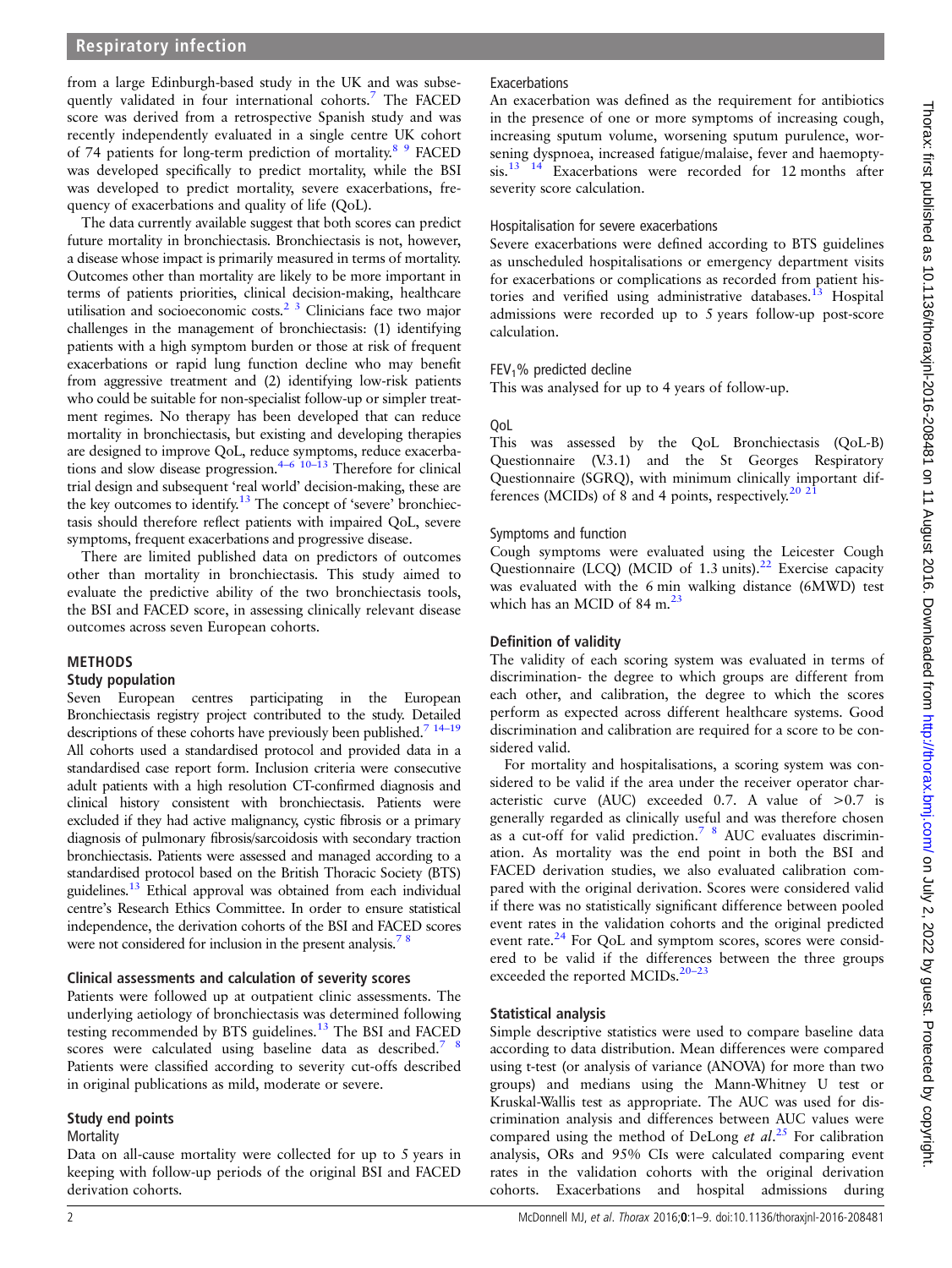from a large Edinburgh-based study in the UK and was subsequently validated in four international cohorts.[7] The FACED score was derived from a retrospective Spanish study and was recently independently evaluated in a single centre UK cohort of 74 patients for long-term prediction of mortality.[8 9] FACED was developed specifically to predict mortality, while the BSI was developed to predict mortality, severe exacerbations, frequency of exacerbations and quality of life (QoL).

The data currently available suggest that both scores can predict future mortality in bronchiectasis. Bronchiectasis is not, however, a disease whose impact is primarily measured in terms of mortality. Outcomes other than mortality are likely to be more important in terms of patients priorities, clinical decision-making, healthcare utilisation and socioeconomic costs.[2 3] Clinicians face two major challenges in the management of bronchiectasis: (1) identifying patients with a high symptom burden or those at risk of frequent exacerbations or rapid lung function decline who may benefit from aggressive treatment and (2) identifying low-risk patients who could be suitable for non-specialist follow-up or simpler treatment regimes. No therapy has been developed that can reduce mortality in bronchiectasis, but existing and developing therapies are designed to improve QoL, reduce symptoms, reduce exacerbations and slow disease progression.[4–6 10–13] Therefore for clinical trial design and subsequent 'real world' decision-making, these are the key outcomes to identify.[13] The concept of 'severe' bronchiectasis should therefore reflect patients with impaired QoL, severe symptoms, frequent exacerbations and progressive disease.

There are limited published data on predictors of outcomes other than mortality in bronchiectasis. This study aimed to evaluate the predictive ability of the two bronchiectasis tools, the BSI and FACED score, in assessing clinically relevant disease outcomes across seven European cohorts.

## METHODS

### Study population

Seven European centres participating in the European Bronchiectasis registry project contributed to the study. Detailed descriptions of these cohorts have previously been published.[7 14–19] All cohorts used a standardised protocol and provided data in a standardised case report form. Inclusion criteria were consecutive adult patients with a high resolution CT-confirmed diagnosis and clinical history consistent with bronchiectasis. Patients were excluded if they had active malignancy, cystic fibrosis or a primary diagnosis of pulmonary fibrosis/sarcoidosis with secondary traction bronchiectasis. Patients were assessed and managed according to a standardised protocol based on the British Thoracic Society (BTS) guidelines.[13] Ethical approval was obtained from each individual centre's Research Ethics Committee. In order to ensure statistical independence, the derivation cohorts of the BSI and FACED scores were not considered for inclusion in the present analysis.[7 8]

### Clinical assessments and calculation of severity scores

Patients were followed up at outpatient clinic assessments. The underlying aetiology of bronchiectasis was determined following testing recommended by BTS guidelines.[13] The BSI and FACED scores were calculated using baseline data as described.[7 8] Patients were classified according to severity cut-offs described in original publications as mild, moderate or severe.

### Study end points

#### Mortality

Data on all-cause mortality were collected for up to 5 years in keeping with follow-up periods of the original BSI and FACED derivation cohorts.

#### Exacerbations

An exacerbation was defined as the requirement for antibiotics in the presence of one or more symptoms of increasing cough, increasing sputum volume, worsening sputum purulence, worsening dyspnoea, increased fatigue/malaise, fever and haemoptysis.[13 14] Exacerbations were recorded for 12 months after severity score calculation.

#### Hospitalisation for severe exacerbations

Severe exacerbations were defined according to BTS guidelines as unscheduled hospitalisations or emergency department visits for exacerbations or complications as recorded from patient histories and verified using administrative databases.[13] Hospital admissions were recorded up to 5 years follow-up post-score calculation.

#### $FEV_1$% predicted decline

This was analysed for up to 4 years of follow-up.

#### QoL

This was assessed by the QoL Bronchiectasis (QoL-B) Questionnaire (V.3.1) and the St Georges Respiratory Questionnaire (SGRQ), with minimum clinically important differences (MCIDs) of 8 and 4 points, respectively.[20 21]

#### Symptoms and function

Cough symptoms were evaluated using the Leicester Cough Questionnaire (LCQ) (MCID of 1.3 units).[22] Exercise capacity was evaluated with the 6 min walking distance (6MWD) test which has an MCID of 84 m.[23]

### Definition of validity

The validity of each scoring system was evaluated in terms of discrimination- the degree to which groups are different from each other, and calibration, the degree to which the scores perform as expected across different healthcare systems. Good discrimination and calibration are required for a score to be considered valid.

For mortality and hospitalisations, a scoring system was considered to be valid if the area under the receiver operator characteristic curve (AUC) exceeded 0.7. A value of >0.7 is generally regarded as clinically useful and was therefore chosen as a cut-off for valid prediction.[7 8] AUC evaluates discrimination. As mortality was the end point in both the BSI and FACED derivation studies, we also evaluated calibration compared with the original derivation. Scores were considered valid if there was no statistically significant difference between pooled event rates in the validation cohorts and the original predicted event rate.[24] For QoL and symptom scores, scores were considered to be valid if the differences between the three groups exceeded the reported MCIDs.[20–23]

### Statistical analysis

Simple descriptive statistics were used to compare baseline data according to data distribution. Mean differences were compared using t-test (or analysis of variance (ANOVA) for more than two groups) and medians using the Mann-Whitney U test or Kruskal-Wallis test as appropriate. The AUC was used for discrimination analysis and differences between AUC values were compared using the method of DeLong *et al*.[25] For calibration analysis, ORs and 95% CIs were calculated comparing event rates in the validation cohorts with the original derivation cohorts. Exacerbations and hospital admissions during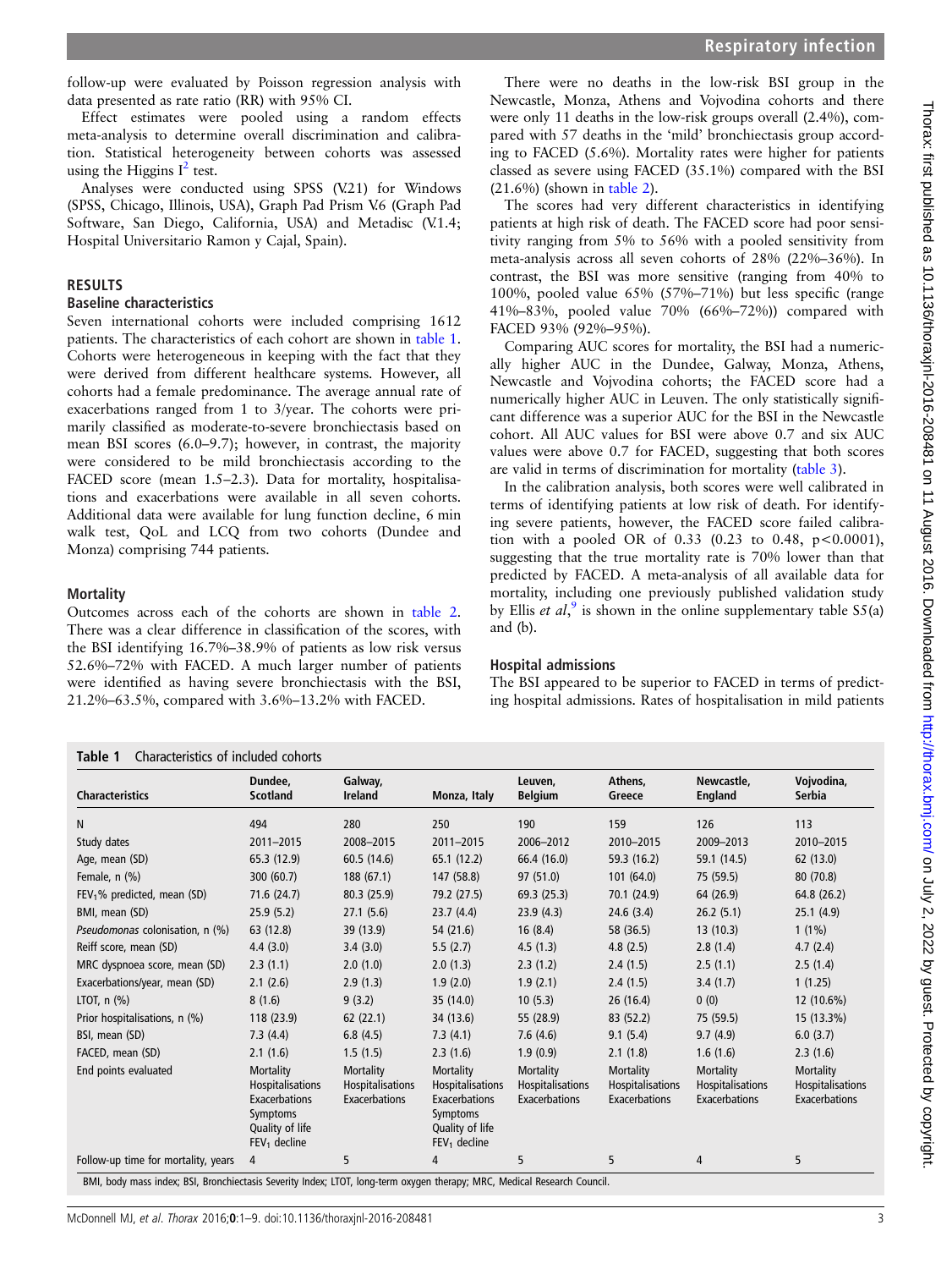follow-up were evaluated by Poisson regression analysis with data presented as rate ratio (RR) with 95% CI.

Effect estimates were pooled using a random effects meta-analysis to determine overall discrimination and calibration. Statistical heterogeneity between cohorts was assessed using the Higgins $I^2$ test.

Analyses were conducted using SPSS (V.21) for Windows (SPSS, Chicago, Illinois, USA), Graph Pad Prism V.6 (Graph Pad Software, San Diego, California, USA) and Metadisc (V.1.4; Hospital Universitario Ramon y Cajal, Spain).

## RESULTS

### Baseline characteristics

Seven international cohorts were included comprising 1612 patients. The characteristics of each cohort are shown in table 1. Cohorts were heterogeneous in keeping with the fact that they were derived from different healthcare systems. However, all cohorts had a female predominance. The average annual rate of exacerbations ranged from 1 to 3/year. The cohorts were primarily classified as moderate-to-severe bronchiectasis based on mean BSI scores (6.0–9.7); however, in contrast, the majority were considered to be mild bronchiectasis according to the FACED score (mean 1.5–2.3). Data for mortality, hospitalisations and exacerbations were available in all seven cohorts. Additional data were available for lung function decline, 6 min walk test, QoL and LCQ from two cohorts (Dundee and Monza) comprising 744 patients.

### Mortality

Outcomes across each of the cohorts are shown in table 2. There was a clear difference in classification of the scores, with the BSI identifying 16.7%–38.9% of patients as low risk versus 52.6%–72% with FACED. A much larger number of patients were identified as having severe bronchiectasis with the BSI, 21.2%–63.5%, compared with 3.6%–13.2% with FACED.

There were no deaths in the low-risk BSI group in the Newcastle, Monza, Athens and Vojvodina cohorts and there were only 11 deaths in the low-risk groups overall (2.4%), compared with 57 deaths in the 'mild' bronchiectasis group according to FACED (5.6%). Mortality rates were higher for patients classed as severe using FACED (35.1%) compared with the BSI (21.6%) (shown in table 2).

The scores had very different characteristics in identifying patients at high risk of death. The FACED score had poor sensitivity ranging from 5% to 56% with a pooled sensitivity from meta-analysis across all seven cohorts of 28% (22%–36%). In contrast, the BSI was more sensitive (ranging from 40% to 100%, pooled value 65% (57%–71%) but less specific (range 41%–83%, pooled value 70% (66%–72%)) compared with FACED 93% (92%–95%).

Comparing AUC scores for mortality, the BSI had a numerically higher AUC in the Dundee, Galway, Monza, Athens, Newcastle and Vojvodina cohorts; the FACED score had a numerically higher AUC in Leuven. The only statistically significant difference was a superior AUC for the BSI in the Newcastle cohort. All AUC values for BSI were above 0.7 and six AUC values were above 0.7 for FACED, suggesting that both scores are valid in terms of discrimination for mortality (table 3).

In the calibration analysis, both scores were well calibrated in terms of identifying patients at low risk of death. For identifying severe patients, however, the FACED score failed calibration with a pooled OR of 0.33 (0.23 to 0.48, $p<0.0001$), suggesting that the true mortality rate is 70% lower than that predicted by FACED. A meta-analysis of all available data for mortality, including one previously published validation study by Ellis *et al*,[9] is shown in the online supplementary table S5(a) and (b).

### Hospital admissions

The BSI appeared to be superior to FACED in terms of predicting hospital admissions. Rates of hospitalisation in mild patients

**Table 1** Characteristics of included cohorts

| Characteristics | Dundee, Scotland | Galway, Ireland | Monza, Italy | Leuven, Belgium | Athens, Greece | Newcastle, England | Vojvodina, Serbia |
|---|---|---|---|---|---|---|---|
| N | 494 | 280 | 250 | 190 | 159 | 126 | 113 |
| Study dates | 2011–2015 | 2008–2015 | 2011–2015 | 2006–2012 | 2010–2015 | 2009–2013 | 2010–2015 |
| Age, mean (SD) | 65.3 (12.9) | 60.5 (14.6) | 65.1 (12.2) | 66.4 (16.0) | 59.3 (16.2) | 59.1 (14.5) | 62 (13.0) |
| Female, n (%) | 300 (60.7) | 188 (67.1) | 147 (58.8) | 97 (51.0) | 101 (64.0) | 75 (59.5) | 80 (70.8) |
| $FEV_1$% predicted, mean (SD) | 71.6 (24.7) | 80.3 (25.9) | 79.2 (27.5) | 69.3 (25.3) | 70.1 (24.9) | 64 (26.9) | 64.8 (26.2) |
| BMI, mean (SD) | 25.9 (5.2) | 27.1 (5.6) | 23.7 (4.4) | 23.9 (4.3) | 24.6 (3.4) | 26.2 (5.1) | 25.1 (4.9) |
| *Pseudomonas* colonisation, n (%) | 63 (12.8) | 39 (13.9) | 54 (21.6) | 16 (8.4) | 58 (36.5) | 13 (10.3) | 1 (1%) |
| Reiff score, mean (SD) | 4.4 (3.0) | 3.4 (3.0) | 5.5 (2.7) | 4.5 (1.3) | 4.8 (2.5) | 2.8 (1.4) | 4.7 (2.4) |
| MRC dyspnoea score, mean (SD) | 2.3 (1.1) | 2.0 (1.0) | 2.0 (1.3) | 2.3 (1.2) | 2.4 (1.5) | 2.5 (1.1) | 2.5 (1.4) |
| Exacerbations/year, mean (SD) | 2.1 (2.6) | 2.9 (1.3) | 1.9 (2.0) | 1.9 (2.1) | 2.4 (1.5) | 3.4 (1.7) | 1 (1.25) |
| LTOT, n (%) | 8 (1.6) | 9 (3.2) | 35 (14.0) | 10 (5.3) | 26 (16.4) | 0 (0) | 12 (10.6%) |
| Prior hospitalisations, n (%) | 118 (23.9) | 62 (22.1) | 34 (13.6) | 55 (28.9) | 83 (52.2) | 75 (59.5) | 15 (13.3%) |
| BSI, mean (SD) | 7.3 (4.4) | 6.8 (4.5) | 7.3 (4.1) | 7.6 (4.6) | 9.1 (5.4) | 9.7 (4.9) | 6.0 (3.7) |
| FACED, mean (SD) | 2.1 (1.6) | 1.5 (1.5) | 2.3 (1.6) | 1.9 (0.9) | 2.1 (1.8) | 1.6 (1.6) | 2.3 (1.6) |
| End points evaluated | Mortality<br>Hospitalisations<br>Exacerbations<br>Symptoms<br>Quality of life<br>$FEV_1$ decline | Mortality<br>Hospitalisations<br>Exacerbations | Mortality<br>Hospitalisations<br>Exacerbations<br>Symptoms<br>Quality of life<br>$FEV_1$ decline | Mortality<br>Hospitalisations<br>Exacerbations | Mortality<br>Hospitalisations<br>Exacerbations | Mortality<br>Hospitalisations<br>Exacerbations | Mortality<br>Hospitalisations<br>Exacerbations |
| Follow-up time for mortality, years | 4 | 5 | 4 | 5 | 5 | 4 | 5 |

BMI, body mass index; BSI, Bronchiectasis Severity Index; LTOT, long-term oxygen therapy; MRC, Medical Research Council.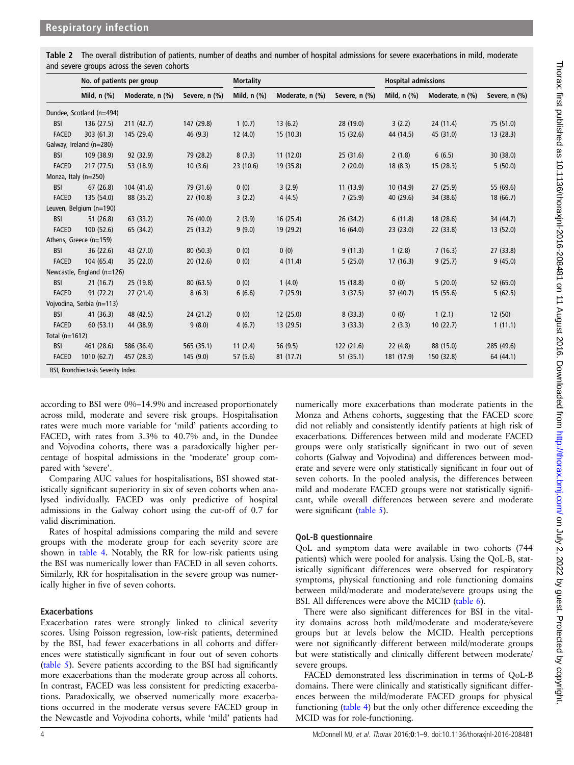**Table 2** The overall distribution of patients, number of deaths and number of hospital admissions for severe exacerbations in mild, moderate and severe groups across the seven cohorts

| | No. of patients per group | | | Mortality | | | Hospital admissions | | |
|---|---|---|---|---|---|---|---|---|---|
| | Mild, n (%) | Moderate, n (%) | Severe, n (%) | Mild, n (%) | Moderate, n (%) | Severe, n (%) | Mild, n (%) | Moderate, n (%) | Severe, n (%) |
| Dundee, Scotland (n=494) | | | | | | | | | |
| BSI | 136 (27.5) | 211 (42.7) | 147 (29.8) | 1 (0.7) | 13 (6.2) | 28 (19.0) | 3 (2.2) | 24 (11.4) | 75 (51.0) |
| FACED | 303 (61.3) | 145 (29.4) | 46 (9.3) | 12 (4.0) | 15 (10.3) | 15 (32.6) | 44 (14.5) | 45 (31.0) | 13 (28.3) |
| Galway, Ireland (n=280) | | | | | | | | | |
| BSI | 109 (38.9) | 92 (32.9) | 79 (28.2) | 8 (7.3) | 11 (12.0) | 25 (31.6) | 2 (1.8) | 6 (6.5) | 30 (38.0) |
| FACED | 217 (77.5) | 53 (18.9) | 10 (3.6) | 23 (10.6) | 19 (35.8) | 2 (20.0) | 18 (8.3) | 15 (28.3) | 5 (50.0) |
| Monza, Italy (n=250) | | | | | | | | | |
| BSI | 67 (26.8) | 104 (41.6) | 79 (31.6) | 0 (0) | 3 (2.9) | 11 (13.9) | 10 (14.9) | 27 (25.9) | 55 (69.6) |
| FACED | 135 (54.0) | 88 (35.2) | 27 (10.8) | 3 (2.2) | 4 (4.5) | 7 (25.9) | 40 (29.6) | 34 (38.6) | 18 (66.7) |
| Leuven, Belgium (n=190) | | | | | | | | | |
| BSI | 51 (26.8) | 63 (33.2) | 76 (40.0) | 2 (3.9) | 16 (25.4) | 26 (34.2) | 6 (11.8) | 18 (28.6) | 34 (44.7) |
| FACED | 100 (52.6) | 65 (34.2) | 25 (13.2) | 9 (9.0) | 19 (29.2) | 16 (64.0) | 23 (23.0) | 22 (33.8) | 13 (52.0) |
| Athens, Greece (n=159) | | | | | | | | | |
| BSI | 36 (22.6) | 43 (27.0) | 80 (50.3) | 0 (0) | 0 (0) | 9 (11.3) | 1 (2.8) | 7 (16.3) | 27 (33.8) |
| FACED | 104 (65.4) | 35 (22.0) | 20 (12.6) | 0 (0) | 4 (11.4) | 5 (25.0) | 17 (16.3) | 9 (25.7) | 9 (45.0) |
| Newcastle, England (n=126) | | | | | | | | | |
| BSI | 21 (16.7) | 25 (19.8) | 80 (63.5) | 0 (0) | 1 (4.0) | 15 (18.8) | 0 (0) | 5 (20.0) | 52 (65.0) |
| FACED | 91 (72.2) | 27 (21.4) | 8 (6.3) | 6 (6.6) | 7 (25.9) | 3 (37.5) | 37 (40.7) | 15 (55.6) | 5 (62.5) |
| Vojvodina, Serbia (n=113) | | | | | | | | | |
| BSI | 41 (36.3) | 48 (42.5) | 24 (21.2) | 0 (0) | 12 (25.0) | 8 (33.3) | 0 (0) | 1 (2.1) | 12 (50) |
| FACED | 60 (53.1) | 44 (38.9) | 9 (8.0) | 4 (6.7) | 13 (29.5) | 3 (33.3) | 2 (3.3) | 10 (22.7) | 1 (11.1) |
| Total (n=1612) | | | | | | | | | |
| BSI | 461 (28.6) | 586 (36.4) | 565 (35.1) | 11 (2.4) | 56 (9.5) | 122 (21.6) | 22 (4.8) | 88 (15.0) | 285 (49.6) |
| FACED | 1010 (62.7) | 457 (28.3) | 145 (9.0) | 57 (5.6) | 81 (17.7) | 51 (35.1) | 181 (17.9) | 150 (32.8) | 64 (44.1) |

BSI, Bronchiectasis Severity Index.

according to BSI were 0%–14.9% and increased proportionately across mild, moderate and severe risk groups. Hospitalisation rates were much more variable for 'mild' patients according to FACED, with rates from 3.3% to 40.7% and, in the Dundee and Vojvodina cohorts, there was a paradoxically higher percentage of hospital admissions in the 'moderate' group compared with 'severe'.

Comparing AUC values for hospitalisations, BSI showed statistically significant superiority in six of seven cohorts when analysed individually. FACED was only predictive of hospital admissions in the Galway cohort using the cut-off of 0.7 for valid discrimination.

Rates of hospital admissions comparing the mild and severe groups with the moderate group for each severity score are shown in table 4. Notably, the RR for low-risk patients using the BSI was numerically lower than FACED in all seven cohorts. Similarly, RR for hospitalisation in the severe group was numerically higher in five of seven cohorts.

### Exacerbations

Exacerbation rates were strongly linked to clinical severity scores. Using Poisson regression, low-risk patients, determined by the BSI, had fewer exacerbations in all cohorts and differences were statistically significant in four out of seven cohorts (table 5). Severe patients according to the BSI had significantly more exacerbations than the moderate group across all cohorts. In contrast, FACED was less consistent for predicting exacerbations. Paradoxically, we observed numerically more exacerbations occurred in the moderate versus severe FACED group in the Newcastle and Vojvodina cohorts, while 'mild' patients had numerically more exacerbations than moderate patients in the Monza and Athens cohorts, suggesting that the FACED score did not reliably and consistently identify patients at high risk of exacerbations. Differences between mild and moderate FACED groups were only statistically significant in two out of seven cohorts (Galway and Vojvodina) and differences between moderate and severe were only statistically significant in four out of seven cohorts. In the pooled analysis, the differences between mild and moderate FACED groups were not statistically significant, while overall differences between severe and moderate were significant (table 5).

### QoL-B questionnaire

QoL and symptom data were available in two cohorts (744 patients) which were pooled for analysis. Using the QoL-B, statistically significant differences were observed for respiratory symptoms, physical functioning and role functioning domains between mild/moderate and moderate/severe groups using the BSI. All differences were above the MCID (table 6).

There were also significant differences for BSI in the vitality domains across both mild/moderate and moderate/severe groups but at levels below the MCID. Health perceptions were not significantly different between mild/moderate groups but were statistically and clinically different between moderate/severe groups.

FACED demonstrated less discrimination in terms of QoL-B domains. There were clinically and statistically significant differences between the mild/moderate FACED groups for physical functioning (table 4) but the only other difference exceeding the MCID was for role-functioning.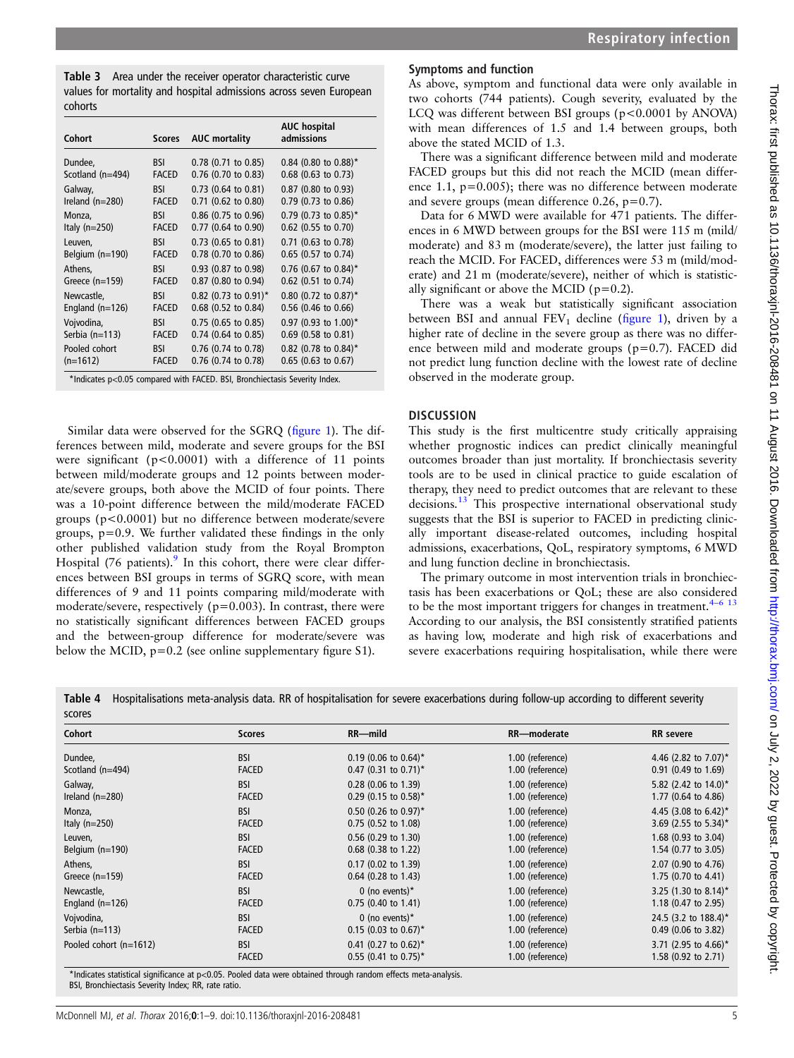**Table 3** Area under the receiver operator characteristic curve values for mortality and hospital admissions across seven European cohorts

| Cohort | Scores | AUC mortality | AUC hospital admissions |
|---|---|---|---|
| Dundee, Scotland (n=494) | BSI | 0.78 (0.71 to 0.85) | 0.84 (0.80 to 0.88)* |
| | FACED | 0.76 (0.70 to 0.83) | 0.68 (0.63 to 0.73) |
| Galway, Ireland (n=280) | BSI | 0.73 (0.64 to 0.81) | 0.87 (0.80 to 0.93) |
| | FACED | 0.71 (0.62 to 0.80) | 0.79 (0.73 to 0.86) |
| Monza, Italy (n=250) | BSI | 0.86 (0.75 to 0.96) | 0.79 (0.73 to 0.85)* |
| | FACED | 0.77 (0.64 to 0.90) | 0.62 (0.55 to 0.70) |
| Leuven, Belgium (n=190) | BSI | 0.73 (0.65 to 0.81) | 0.71 (0.63 to 0.78) |
| | FACED | 0.78 (0.70 to 0.86) | 0.65 (0.57 to 0.74) |
| Athens, Greece (n=159) | BSI | 0.93 (0.87 to 0.98) | 0.76 (0.67 to 0.84)* |
| | FACED | 0.87 (0.80 to 0.94) | 0.62 (0.51 to 0.74) |
| Newcastle, England (n=126) | BSI | 0.82 (0.73 to 0.91)* | 0.80 (0.72 to 0.87)* |
| | FACED | 0.68 (0.52 to 0.84) | 0.56 (0.46 to 0.66) |
| Vojvodina, Serbia (n=113) | BSI | 0.75 (0.65 to 0.85) | 0.97 (0.93 to 1.00)* |
| | FACED | 0.74 (0.64 to 0.85) | 0.69 (0.58 to 0.81) |
| Pooled cohort (n=1612) | BSI | 0.76 (0.74 to 0.78) | 0.82 (0.78 to 0.84)* |
| | FACED | 0.76 (0.74 to 0.78) | 0.65 (0.63 to 0.67) |

*Indicates p<0.05 compared with FACED. BSI, Bronchiectasis Severity Index.

Similar data were observed for the SGRQ (figure 1). The differences between mild, moderate and severe groups for the BSI were significant (p<0.0001) with a difference of 11 points between mild/moderate groups and 12 points between moderate/severe groups, both above the MCID of four points. There was a 10-point difference between the mild/moderate FACED groups (p<0.0001) but no difference between moderate/severe groups, p=0.9. We further validated these findings in the only other published validation study from the Royal Brompton Hospital (76 patients).[9] In this cohort, there were clear differences between BSI groups in terms of SGRQ score, with mean differences of 9 and 11 points comparing mild/moderate with moderate/severe, respectively (p=0.003). In contrast, there were no statistically significant differences between FACED groups and the between-group difference for moderate/severe was below the MCID, p=0.2 (see online supplementary figure S1).

### Symptoms and function

As above, symptom and functional data were only available in two cohorts (744 patients). Cough severity, evaluated by the LCQ was different between BSI groups (p<0.0001 by ANOVA) with mean differences of 1.5 and 1.4 between groups, both above the stated MCID of 1.3.

There was a significant difference between mild and moderate FACED groups but this did not reach the MCID (mean difference 1.1, p=0.005); there was no difference between moderate and severe groups (mean difference 0.26, p=0.7).

Data for 6 MWD were available for 471 patients. The differences in 6 MWD between groups for the BSI were 115 m (mild/moderate) and 83 m (moderate/severe), the latter just failing to reach the MCID. For FACED, differences were 53 m (mild/moderate) and 21 m (moderate/severe), neither of which is statistically significant or above the MCID (p=0.2).

There was a weak but statistically significant association between BSI and annual $FEV_1$ decline (figure 1), driven by a higher rate of decline in the severe group as there was no difference between mild and moderate groups (p=0.7). FACED did not predict lung function decline with the lowest rate of decline observed in the moderate group.

## DISCUSSION

This study is the first multicentre study critically appraising whether prognostic indices can predict clinically meaningful outcomes broader than just mortality. If bronchiectasis severity tools are to be used in clinical practice to guide escalation of therapy, they need to predict outcomes that are relevant to these decisions.[13] This prospective international observational study suggests that the BSI is superior to FACED in predicting clinically important disease-related outcomes, including hospital admissions, exacerbations, QoL, respiratory symptoms, 6 MWD and lung function decline in bronchiectasis.

The primary outcome in most intervention trials in bronchiectasis has been exacerbations or QoL; these are also considered to be the most important triggers for changes in treatment.[4–6 13] According to our analysis, the BSI consistently stratified patients as having low, moderate and high risk of exacerbations and severe exacerbations requiring hospitalisation, while there were

**Table 4** Hospitalisations meta-analysis data. RR of hospitalisation for severe exacerbations during follow-up according to different severity scores

| Cohort | Scores | RR—mild | RR—moderate | RR severe |
|---|---|---|---|---|
| Dundee, Scotland (n=494) | BSI | 0.19 (0.06 to 0.64)* | 1.00 (reference) | 4.46 (2.82 to 7.07)* |
| | FACED | 0.47 (0.31 to 0.71)* | 1.00 (reference) | 0.91 (0.49 to 1.69) |
| Galway, Ireland (n=280) | BSI | 0.28 (0.06 to 1.39) | 1.00 (reference) | 5.82 (2.42 to 14.0)* |
| | FACED | 0.29 (0.15 to 0.58)* | 1.00 (reference) | 1.77 (0.64 to 4.86) |
| Monza, Italy (n=250) | BSI | 0.50 (0.26 to 0.97)* | 1.00 (reference) | 4.45 (3.08 to 6.42)* |
| | FACED | 0.75 (0.52 to 1.08) | 1.00 (reference) | 3.69 (2.55 to 5.34)* |
| Leuven, Belgium (n=190) | BSI | 0.56 (0.29 to 1.30) | 1.00 (reference) | 1.68 (0.93 to 3.04) |
| | FACED | 0.68 (0.38 to 1.22) | 1.00 (reference) | 1.54 (0.77 to 3.05) |
| Athens, Greece (n=159) | BSI | 0.17 (0.02 to 1.39) | 1.00 (reference) | 2.07 (0.90 to 4.76) |
| | FACED | 0.64 (0.28 to 1.43) | 1.00 (reference) | 1.75 (0.70 to 4.41) |
| Newcastle, England (n=126) | BSI | 0 (no events)* | 1.00 (reference) | 3.25 (1.30 to 8.14)* |
| | FACED | 0.75 (0.40 to 1.41) | 1.00 (reference) | 1.18 (0.47 to 2.95) |
| Vojvodina, Serbia (n=113) | BSI | 0 (no events)* | 1.00 (reference) | 24.5 (3.2 to 188.4)* |
| | FACED | 0.15 (0.03 to 0.67)* | 1.00 (reference) | 0.49 (0.06 to 3.82) |
| Pooled cohort (n=1612) | BSI | 0.41 (0.27 to 0.62)* | 1.00 (reference) | 3.71 (2.95 to 4.66)* |
| | FACED | 0.55 (0.41 to 0.75)* | 1.00 (reference) | 1.58 (0.92 to 2.71) |

*Indicates statistical significance at p<0.05. Pooled data were obtained through random effects meta-analysis.
BSI, Bronchiectasis Severity Index; RR, rate ratio.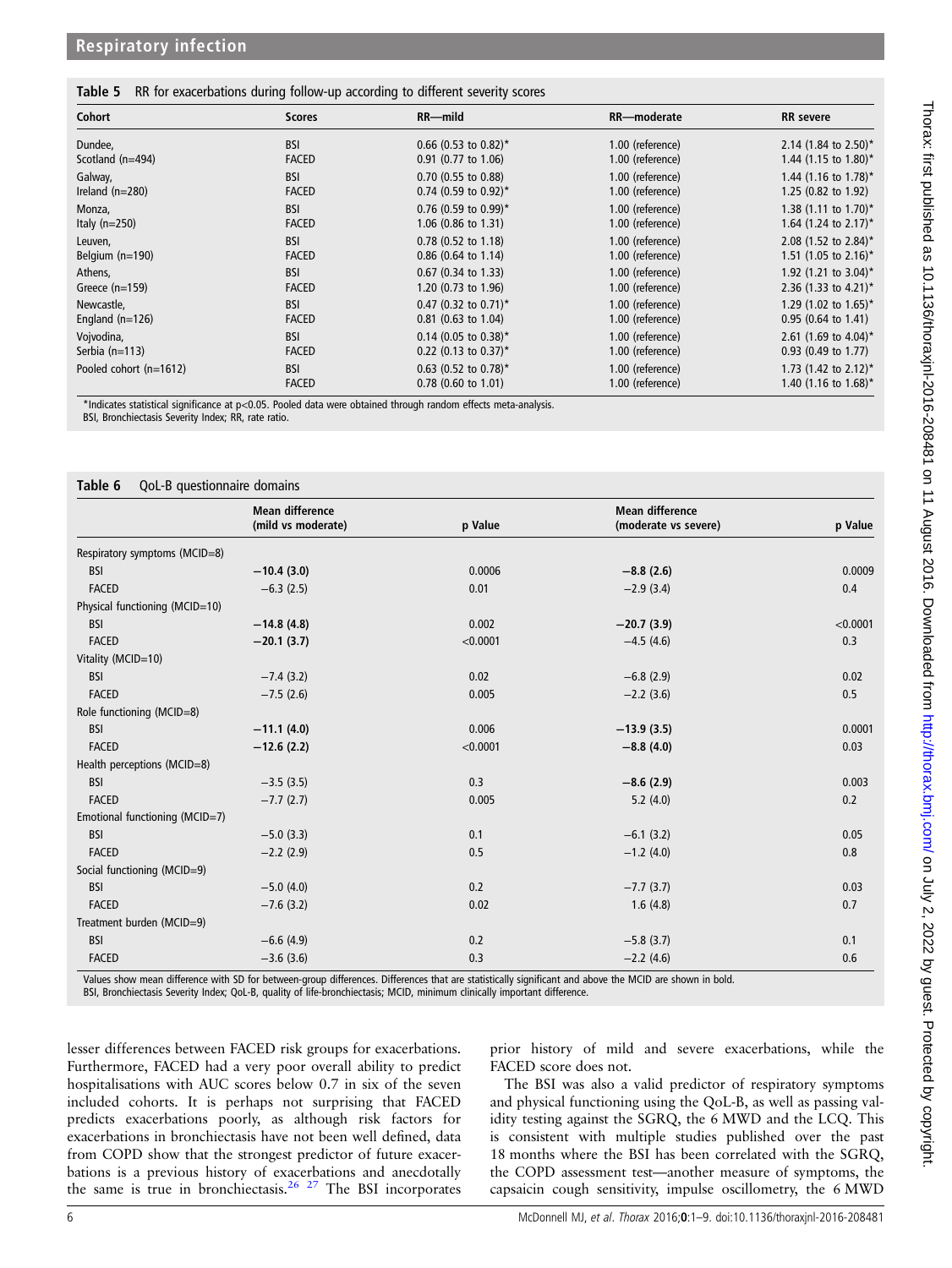**Table 5** RR for exacerbations during follow-up according to different severity scores

| Cohort | Scores | RR—mild | RR—moderate | RR severe |
|---|---|---|---|---|
| Dundee, Scotland (n=494) | BSI | 0.66 (0.53 to 0.82)* | 1.00 (reference) | 2.14 (1.84 to 2.50)* |
| | FACED | 0.91 (0.77 to 1.06) | 1.00 (reference) | 1.44 (1.15 to 1.80)* |
| Galway, Ireland (n=280) | BSI | 0.70 (0.55 to 0.88) | 1.00 (reference) | 1.44 (1.16 to 1.78)* |
| | FACED | 0.74 (0.59 to 0.92)* | 1.00 (reference) | 1.25 (0.82 to 1.92) |
| Monza, Italy (n=250) | BSI | 0.76 (0.59 to 0.99)* | 1.00 (reference) | 1.38 (1.11 to 1.70)* |
| | FACED | 1.06 (0.86 to 1.31) | 1.00 (reference) | 1.64 (1.24 to 2.17)* |
| Leuven, Belgium (n=190) | BSI | 0.78 (0.52 to 1.18) | 1.00 (reference) | 2.08 (1.52 to 2.84)* |
| | FACED | 0.86 (0.64 to 1.14) | 1.00 (reference) | 1.51 (1.05 to 2.16)* |
| Athens, Greece (n=159) | BSI | 0.67 (0.34 to 1.33) | 1.00 (reference) | 1.92 (1.21 to 3.04)* |
| | FACED | 1.20 (0.73 to 1.96) | 1.00 (reference) | 2.36 (1.33 to 4.21)* |
| Newcastle, England (n=126) | BSI | 0.47 (0.32 to 0.71)* | 1.00 (reference) | 1.29 (1.02 to 1.65)* |
| | FACED | 0.81 (0.63 to 1.04) | 1.00 (reference) | 0.95 (0.64 to 1.41) |
| Vojvodina, Serbia (n=113) | BSI | 0.14 (0.05 to 0.38)* | 1.00 (reference) | 2.61 (1.69 to 4.04)* |
| | FACED | 0.22 (0.13 to 0.37)* | 1.00 (reference) | 0.93 (0.49 to 1.77) |
| Pooled cohort (n=1612) | BSI | 0.63 (0.52 to 0.78)* | 1.00 (reference) | 1.73 (1.42 to 2.12)* |
| | FACED | 0.78 (0.60 to 1.01) | 1.00 (reference) | 1.40 (1.16 to 1.68)* |

*Indicates statistical significance at p<0.05. Pooled data were obtained through random effects meta-analysis.
BSI, Bronchiectasis Severity Index; RR, rate ratio.

**Table 6** QoL-B questionnaire domains

| | Mean difference (mild vs moderate) | p Value | Mean difference (moderate vs severe) | p Value |
|---|---|---|---|---|
| Respiratory symptoms (MCID=8) | | | | |
| BSI | **−10.4 (3.0)** | 0.0006 | **−8.8 (2.6)** | 0.0009 |
| FACED | −6.3 (2.5) | 0.01 | −2.9 (3.4) | 0.4 |
| Physical functioning (MCID=10) | | | | |
| BSI | **−14.8 (4.8)** | 0.002 | **−20.7 (3.9)** | <0.0001 |
| FACED | **−20.1 (3.7)** | <0.0001 | −4.5 (4.6) | 0.3 |
| Vitality (MCID=10) | | | | |
| BSI | −7.4 (3.2) | 0.02 | −6.8 (2.9) | 0.02 |
| FACED | −7.5 (2.6) | 0.005 | −2.2 (3.6) | 0.5 |
| Role functioning (MCID=8) | | | | |
| BSI | **−11.1 (4.0)** | 0.006 | **−13.9 (3.5)** | 0.0001 |
| FACED | **−12.6 (2.2)** | <0.0001 | **−8.8 (4.0)** | 0.03 |
| Health perceptions (MCID=8) | | | | |
| BSI | −3.5 (3.5) | 0.3 | **−8.6 (2.9)** | 0.003 |
| FACED | −7.7 (2.7) | 0.005 | 5.2 (4.0) | 0.2 |
| Emotional functioning (MCID=7) | | | | |
| BSI | −5.0 (3.3) | 0.1 | −6.1 (3.2) | 0.05 |
| FACED | −2.2 (2.9) | 0.5 | −1.2 (4.0) | 0.8 |
| Social functioning (MCID=9) | | | | |
| BSI | −5.0 (4.0) | 0.2 | −7.7 (3.7) | 0.03 |
| FACED | −7.6 (3.2) | 0.02 | 1.6 (4.8) | 0.7 |
| Treatment burden (MCID=9) | | | | |
| BSI | −6.6 (4.9) | 0.2 | −5.8 (3.7) | 0.1 |
| FACED | −3.6 (3.6) | 0.3 | −2.2 (4.6) | 0.6 |

Values show mean difference with SD for between-group differences. Differences that are statistically significant and above the MCID are shown in bold.
BSI, Bronchiectasis Severity Index; QoL-B, quality of life-bronchiectasis; MCID, minimum clinically important difference.

lesser differences between FACED risk groups for exacerbations. Furthermore, FACED had a very poor overall ability to predict hospitalisations with AUC scores below 0.7 in six of the seven included cohorts. It is perhaps not surprising that FACED predicts exacerbations poorly, as although risk factors for exacerbations in bronchiectasis have not been well defined, data from COPD show that the strongest predictor of future exacerbations is a previous history of exacerbations and anecdotally the same is true in bronchiectasis.[26,27] The BSI incorporates prior history of mild and severe exacerbations, while the FACED score does not.

The BSI was also a valid predictor of respiratory symptoms and physical functioning using the QoL-B, as well as passing validity testing against the SGRQ, the 6 MWD and the LCQ. This is consistent with multiple studies published over the past 18 months where the BSI has been correlated with the SGRQ, the COPD assessment test—another measure of symptoms, the capsaicin cough sensitivity, impulse oscillometry, the 6 MWD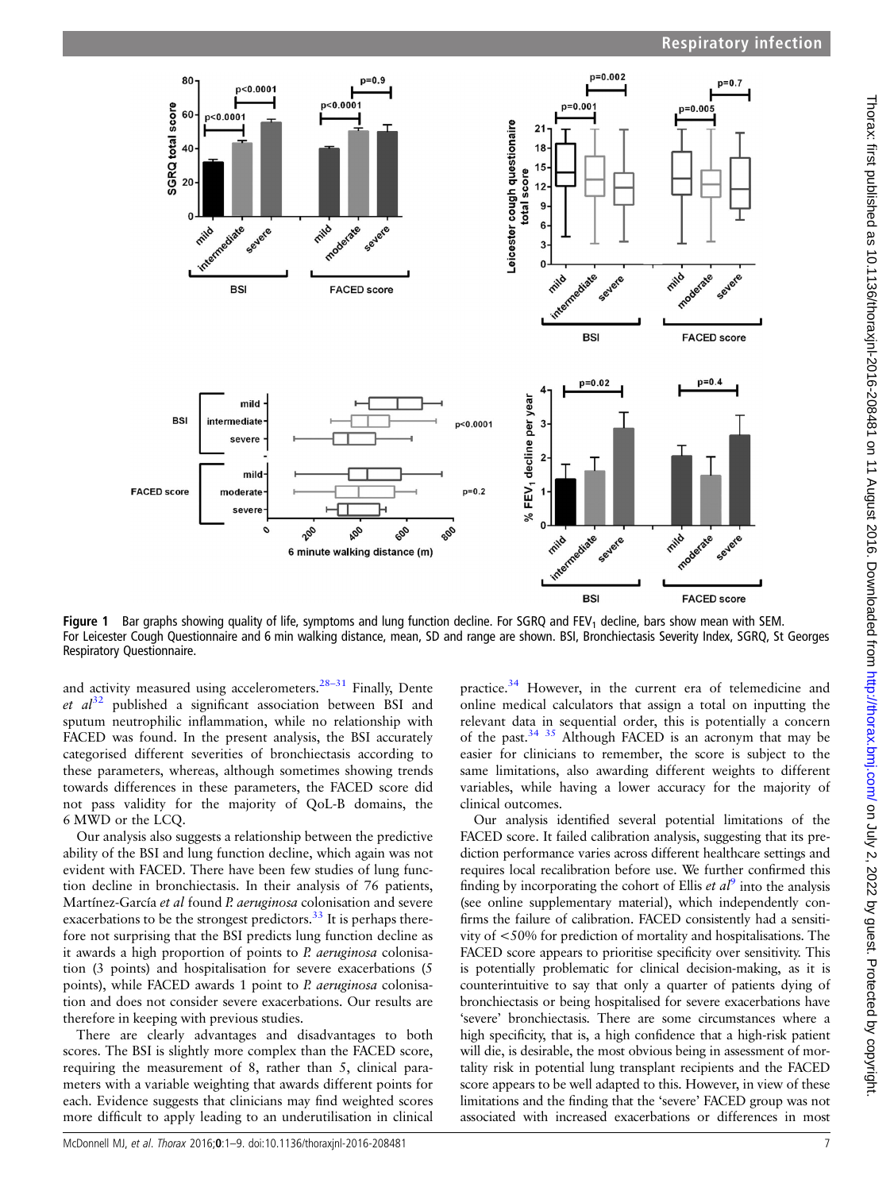Figure 1 Bar graphs showing quality of life, symptoms and lung function decline. For SGRQ and $FEV_1$ decline, bars show mean with SEM. For Leicester Cough Questionnaire and 6 min walking distance, mean, SD and range are shown. BSI, Bronchiectasis Severity Index, SGRQ, St Georges Respiratory Questionnaire.

and activity measured using accelerometers.[28–31] Finally, Dente *et al*[32] published a significant association between BSI and sputum neutrophilic inflammation, while no relationship with FACED was found. In the present analysis, the BSI accurately categorised different severities of bronchiectasis according to these parameters, whereas, although sometimes showing trends towards differences in these parameters, the FACED score did not pass validity for the majority of QoL-B domains, the 6 MWD or the LCQ.

Our analysis also suggests a relationship between the predictive ability of the BSI and lung function decline, which again was not evident with FACED. There have been few studies of lung function decline in bronchiectasis. In their analysis of 76 patients, Martínez-García *et al* found *P. aeruginosa* colonisation and severe exacerbations to be the strongest predictors.[33] It is perhaps therefore not surprising that the BSI predicts lung function decline as it awards a high proportion of points to *P. aeruginosa* colonisation (3 points) and hospitalisation for severe exacerbations (5 points), while FACED awards 1 point to *P. aeruginosa* colonisation and does not consider severe exacerbations. Our results are therefore in keeping with previous studies.

There are clearly advantages and disadvantages to both scores. The BSI is slightly more complex than the FACED score, requiring the measurement of 8, rather than 5, clinical parameters with a variable weighting that awards different points for each. Evidence suggests that clinicians may find weighted scores more difficult to apply leading to an underutilisation in clinical practice.[34] However, in the current era of telemedicine and online medical calculators that assign a total on inputting the relevant data in sequential order, this is potentially a concern of the past.[34 35] Although FACED is an acronym that may be easier for clinicians to remember, the score is subject to the same limitations, also awarding different weights to different variables, while having a lower accuracy for the majority of clinical outcomes.

Our analysis identified several potential limitations of the FACED score. It failed calibration analysis, suggesting that its prediction performance varies across different healthcare settings and requires local recalibration before use. We further confirmed this finding by incorporating the cohort of Ellis *et al*[9] into the analysis (see online supplementary material), which independently confirms the failure of calibration. FACED consistently had a sensitivity of <50% for prediction of mortality and hospitalisations. The FACED score appears to prioritise specificity over sensitivity. This is potentially problematic for clinical decision-making, as it is counterintuitive to say that only a quarter of patients dying of bronchiectasis or being hospitalised for severe exacerbations have 'severe' bronchiectasis. There are some circumstances where a high specificity, that is, a high confidence that a high-risk patient will die, is desirable, the most obvious being in assessment of mortality risk in potential lung transplant recipients and the FACED score appears to be well adapted to this. However, in view of these limitations and the finding that the 'severe' FACED group was not associated with increased exacerbations or differences in most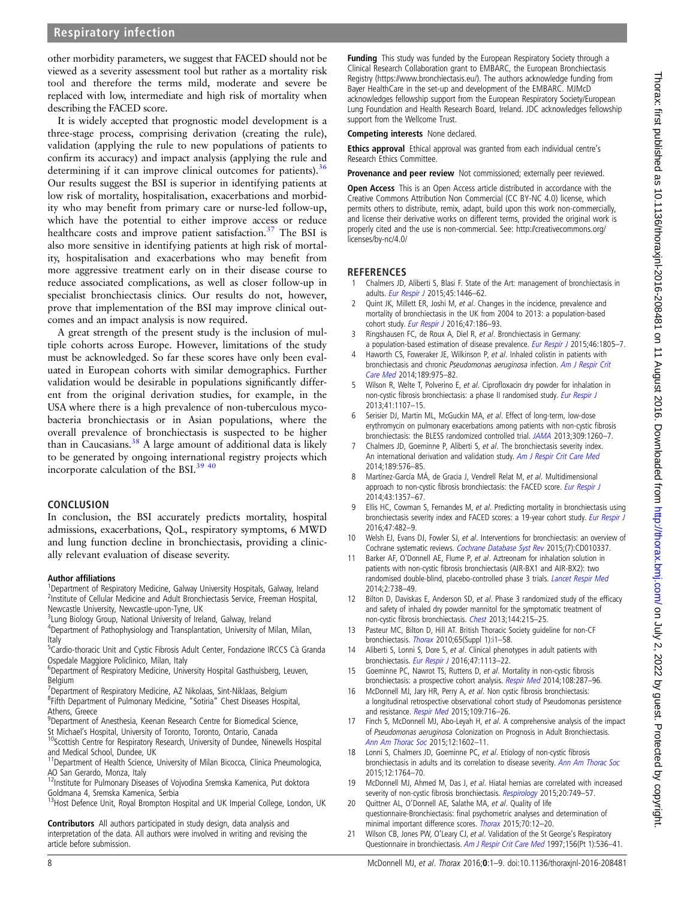other morbidity parameters, we suggest that FACED should not be viewed as a severity assessment tool but rather as a mortality risk tool and therefore the terms mild, moderate and severe be replaced with low, intermediate and high risk of mortality when describing the FACED score.

It is widely accepted that prognostic model development is a three-stage process, comprising derivation (creating the rule), validation (applying the rule to new populations of patients to confirm its accuracy) and impact analysis (applying the rule and determining if it can improve clinical outcomes for patients).[36] Our results suggest the BSI is superior in identifying patients at low risk of mortality, hospitalisation, exacerbations and morbidity who may benefit from primary care or nurse-led follow-up, which have the potential to either improve access or reduce healthcare costs and improve patient satisfaction.[37] The BSI is also more sensitive in identifying patients at high risk of mortality, hospitalisation and exacerbations who may benefit from more aggressive treatment early on in their disease course to reduce associated complications, as well as closer follow-up in specialist bronchiectasis clinics. Our results do not, however, prove that implementation of the BSI may improve clinical outcomes and an impact analysis is now required.

A great strength of the present study is the inclusion of multiple cohorts across Europe. However, limitations of the study must be acknowledged. So far these scores have only been evaluated in European cohorts with similar demographics. Further validation would be desirable in populations significantly different from the original derivation studies, for example, in the USA where there is a high prevalence of non-tuberculous mycobacteria bronchiectasis or in Asian populations, where the overall prevalence of bronchiectasis is suspected to be higher than in Caucasians.[38] A large amount of additional data is likely to be generated by ongoing international registry projects which incorporate calculation of the BSI.[39 40]

## CONCLUSION

In conclusion, the BSI accurately predicts mortality, hospital admissions, exacerbations, QoL, respiratory symptoms, 6 MWD and lung function decline in bronchiectasis, providing a clinically relevant evaluation of disease severity.

**Author affiliations**

[1]Department of Respiratory Medicine, Galway University Hospitals, Galway, Ireland
[2]Institute of Cellular Medicine and Adult Bronchiectasis Service, Freeman Hospital, Newcastle University, Newcastle-upon-Tyne, UK
[3]Lung Biology Group, National University of Ireland, Galway, Ireland
[4]Department of Pathophysiology and Transplantation, University of Milan, Milan, Italy
[5]Cardio-thoracic Unit and Cystic Fibrosis Adult Center, Fondazione IRCCS Cà Granda Ospedale Maggiore Policlinico, Milan, Italy
[6]Department of Respiratory Medicine, University Hospital Gasthuisberg, Leuven, Belgium
[7]Department of Respiratory Medicine, AZ Nikolaas, Sint-Niklaas, Belgium
[8]Fifth Department of Pulmonary Medicine, "Sotiria" Chest Diseases Hospital, Athens, Greece
[9]Department of Anesthesia, Keenan Research Centre for Biomedical Science, St Michael's Hospital, University of Toronto, Toronto, Ontario, Canada
[10]Scottish Centre for Respiratory Research, University of Dundee, Ninewells Hospital and Medical School, Dundee, UK
[11]Department of Health Science, University of Milan Bicocca, Clinica Pneumologica, AO San Gerardo, Monza, Italy
[12]Institute for Pulmonary Diseases of Vojvodina Sremska Kamenica, Put doktora Goldmana 4, Sremska Kamenica, Serbia
[13]Host Defence Unit, Royal Brompton Hospital and UK Imperial College, London, UK

**Contributors** All authors participated in study design, data analysis and interpretation of the data. All authors were involved in writing and revising the article before submission.

**Funding** This study was funded by the European Respiratory Society through a Clinical Research Collaboration grant to EMBARC, the European Bronchiectasis Registry (https://www.bronchiectasis.eu/). The authors acknowledge funding from Bayer HealthCare in the set-up and development of the EMBARC. MJMcD acknowledges fellowship support from the European Respiratory Society/European Lung Foundation and Health Research Board, Ireland. JDC acknowledges fellowship support from the Wellcome Trust.

**Competing interests** None declared.

**Ethics approval** Ethical approval was granted from each individual centre's Research Ethics Committee.

**Provenance and peer review** Not commissioned; externally peer reviewed.

**Open Access** This is an Open Access article distributed in accordance with the Creative Commons Attribution Non Commercial (CC BY-NC 4.0) license, which permits others to distribute, remix, adapt, build upon this work non-commercially, and license their derivative works on different terms, provided the original work is properly cited and the use is non-commercial. See: http://creativecommons.org/licenses/by-nc/4.0/

## REFERENCES

1. Chalmers JD, Aliberti S, Blasi F. State of the Art: management of bronchiectasis in adults. *Eur Respir J* 2015;45:1446–62.
2. Quint JK, Millett ER, Joshi M, *et al*. Changes in the incidence, prevalence and mortality of bronchiectasis in the UK from 2004 to 2013: a population-based cohort study. *Eur Respir J* 2016;47:186–93.
3. Ringshausen FC, de Roux A, Diel R, *et al*. Bronchiectasis in Germany: a population-based estimation of disease prevalence. *Eur Respir J* 2015;46:1805–7.
4. Haworth CS, Foweraker JE, Wilkinson P, *et al*. Inhaled colistin in patients with bronchiectasis and chronic *Pseudomonas aeruginosa* infection. *Am J Respir Crit Care Med* 2014;189:975–82.
5. Wilson R, Welte T, Polverino E, *et al*. Ciprofloxacin dry powder for inhalation in non-cystic fibrosis bronchiectasis: a phase II randomised study. *Eur Respir J* 2013;41:1107–15.
6. Serisier DJ, Martin ML, McGuckin MA, *et al*. Effect of long-term, low-dose erythromycin on pulmonary exacerbations among patients with non-cystic fibrosis bronchiectasis: the BLESS randomized controlled trial. *JAMA* 2013;309:1260–7.
7. Chalmers JD, Goeminne P, Aliberti S, *et al*. The bronchiectasis severity index. An international derivation and validation study. *Am J Respir Crit Care Med* 2014;189:576–85.
8. Martínez-García MÁ, de Gracia J, Vendrell Relat M, *et al*. Multidimensional approach to non-cystic fibrosis bronchiectasis: the FACED score. *Eur Respir J* 2014;43:1357–67.
9. Ellis HC, Cowman S, Fernandes M, *et al*. Predicting mortality in bronchiectasis using bronchiectasis severity index and FACED scores: a 19-year cohort study. *Eur Respir J* 2016;47:482–9.
10. Welsh EJ, Evans DJ, Fowler SJ, *et al*. Interventions for bronchiectasis: an overview of Cochrane systematic reviews. *Cochrane Database Syst Rev* 2015;(7):CD010337.
11. Barker AF, O'Donnell AE, Flume P, *et al*. Aztreonam for inhalation solution in patients with non-cystic fibrosis bronchiectasis (AIR-BX1 and AIR-BX2): two randomised double-blind, placebo-controlled phase 3 trials. *Lancet Respir Med* 2014;2:738–49.
12. Bilton D, Daviskas E, Anderson SD, *et al*. Phase 3 randomized study of the efficacy and safety of inhaled dry powder mannitol for the symptomatic treatment of non-cystic fibrosis bronchiectasis. *Chest* 2013;144:215–25.
13. Pasteur MC, Bilton D, Hill AT. British Thoracic Society guideline for non-CF bronchiectasis. *Thorax* 2010;65(Suppl 1):i1–58.
14. Aliberti S, Lonni S, Dore S, *et al*. Clinical phenotypes in adult patients with bronchiectasis. *Eur Respir J* 2016;47:1113–22.
15. Goeminne PC, Nawrot TS, Ruttens D, *et al*. Mortality in non-cystic fibrosis bronchiectasis: a prospective cohort analysis. *Respir Med* 2014;108:287–96.
16. McDonnell MJ, Jary HR, Perry A, *et al*. Non cystic fibrosis bronchiectasis: a longitudinal retrospective observational cohort study of Pseudomonas persistence and resistance. *Respir Med* 2015;109:716–26.
17. Finch S, McDonnell MJ, Abo-Leyah H, *et al*. A comprehensive analysis of the impact of *Pseudomonas aeruginosa* Colonization on Prognosis in Adult Bronchiectasis. *Ann Am Thorac Soc* 2015;12:1602–11.
18. Lonni S, Chalmers JD, Goeminne PC, *et al*. Etiology of non-cystic fibrosis bronchiectasis in adults and its correlation to disease severity. *Ann Am Thorac Soc* 2015;12:1764–70.
19. McDonnell MJ, Ahmed M, Das J, *et al*. Hiatal hernias are correlated with increased severity of non-cystic fibrosis bronchiectasis. *Respirology* 2015;20:749–57.
20. Quittner AL, O'Donnell AE, Salathe MA, *et al*. Quality of life questionnaire-Bronchiectasis: final psychometric analyses and determination of minimal important difference scores. *Thorax* 2015;70:12–20.
21. Wilson CB, Jones PW, O'Leary CJ, *et al*. Validation of the St George's Respiratory Questionnaire in bronchiectasis. *Am J Respir Crit Care Med* 1997;156(Pt 1):536–41.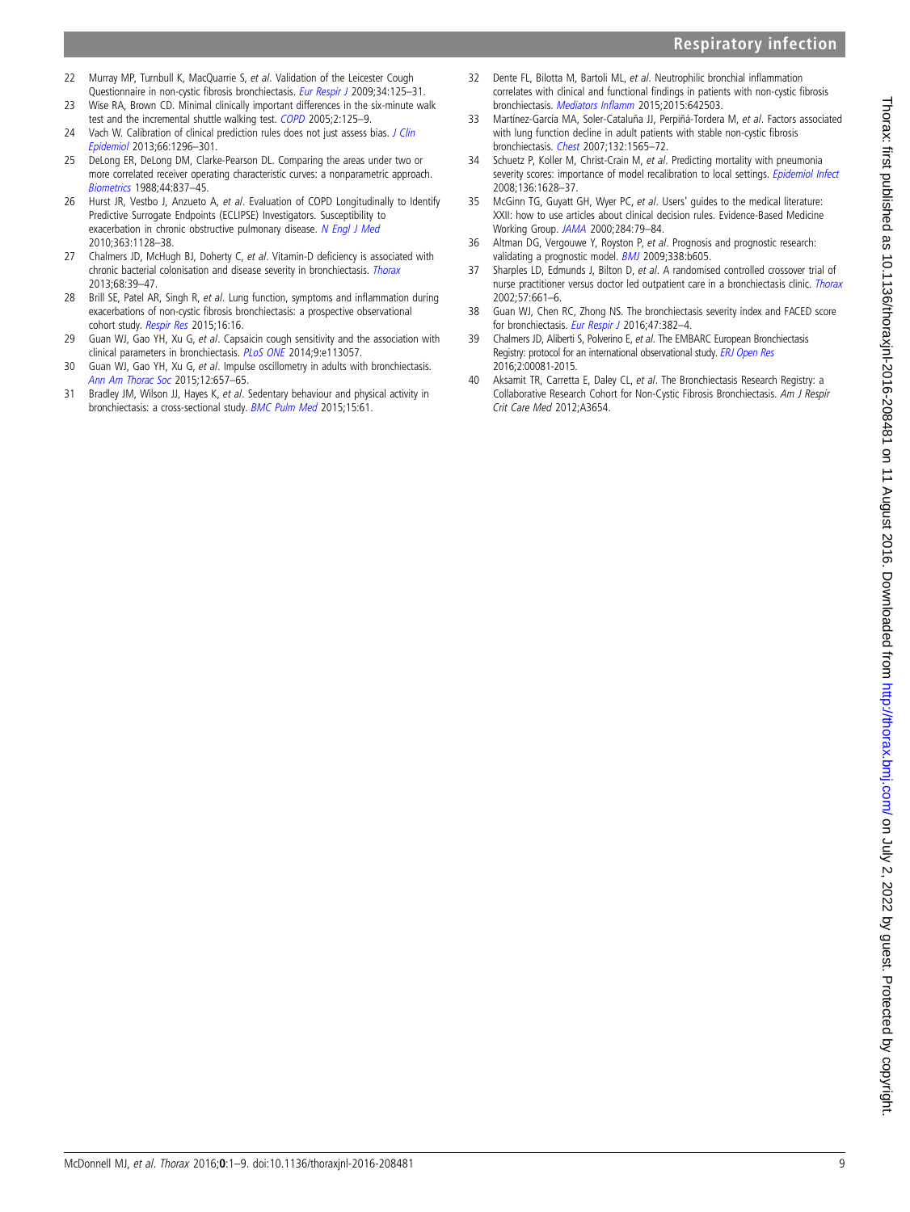22 Murray MP, Turnbull K, MacQuarrie S, *et al*. Validation of the Leicester Cough Questionnaire in non-cystic fibrosis bronchiectasis. *Eur Respir J* 2009;34:125–31.
23 Wise RA, Brown CD. Minimal clinically important differences in the six-minute walk test and the incremental shuttle walking test. *COPD* 2005;2:125–9.
24 Vach W. Calibration of clinical prediction rules does not just assess bias. *J Clin Epidemiol* 2013;66:1296–301.
25 DeLong ER, DeLong DM, Clarke-Pearson DL. Comparing the areas under two or more correlated receiver operating characteristic curves: a nonparametric approach. *Biometrics* 1988;44:837–45.
26 Hurst JR, Vestbo J, Anzueto A, *et al*. Evaluation of COPD Longitudinally to Identify Predictive Surrogate Endpoints (ECLIPSE) Investigators. Susceptibility to exacerbation in chronic obstructive pulmonary disease. *N Engl J Med* 2010;363:1128–38.
27 Chalmers JD, McHugh BJ, Doherty C, *et al*. Vitamin-D deficiency is associated with chronic bacterial colonisation and disease severity in bronchiectasis. *Thorax* 2013;68:39–47.
28 Brill SE, Patel AR, Singh R, *et al*. Lung function, symptoms and inflammation during exacerbations of non-cystic fibrosis bronchiectasis: a prospective observational cohort study. *Respir Res* 2015;16:16.
29 Guan WJ, Gao YH, Xu G, *et al*. Capsaicin cough sensitivity and the association with clinical parameters in bronchiectasis. *PLoS ONE* 2014;9:e113057.
30 Guan WJ, Gao YH, Xu G, *et al*. Impulse oscillometry in adults with bronchiectasis. *Ann Am Thorac Soc* 2015;12:657–65.
31 Bradley JM, Wilson JJ, Hayes K, *et al*. Sedentary behaviour and physical activity in bronchiectasis: a cross-sectional study. *BMC Pulm Med* 2015;15:61.
32 Dente FL, Bilotta M, Bartoli ML, *et al*. Neutrophilic bronchial inflammation correlates with clinical and functional findings in patients with non-cystic fibrosis bronchiectasis. *Mediators Inflamm* 2015;2015:642503.
33 Martínez-García MA, Soler-Cataluña JJ, Perpiñá-Tordera M, *et al*. Factors associated with lung function decline in adult patients with stable non-cystic fibrosis bronchiectasis. *Chest* 2007;132:1565–72.
34 Schuetz P, Koller M, Christ-Crain M, *et al*. Predicting mortality with pneumonia severity scores: importance of model recalibration to local settings. *Epidemiol Infect* 2008;136:1628–37.
35 McGinn TG, Guyatt GH, Wyer PC, *et al*. Users' guides to the medical literature: XXII: how to use articles about clinical decision rules. Evidence-Based Medicine Working Group. *JAMA* 2000;284:79–84.
36 Altman DG, Vergouwe Y, Royston P, *et al*. Prognosis and prognostic research: validating a prognostic model. *BMJ* 2009;338:b605.
37 Sharples LD, Edmunds J, Bilton D, *et al*. A randomised controlled crossover trial of nurse practitioner versus doctor led outpatient care in a bronchiectasis clinic. *Thorax* 2002;57:661–6.
38 Guan WJ, Chen RC, Zhong NS. The bronchiectasis severity index and FACED score for bronchiectasis. *Eur Respir J* 2016;47:382–4.
39 Chalmers JD, Aliberti S, Polverino E, *et al*. The EMBARC European Bronchiectasis Registry: protocol for an international observational study. *ERJ Open Res* 2016;2:00081-2015.
40 Aksamit TR, Carretta E, Daley CL, *et al*. The Bronchiectasis Research Registry: a Collaborative Research Cohort for Non-Cystic Fibrosis Bronchiectasis. *Am J Respir Crit Care Med* 2012;A3654.